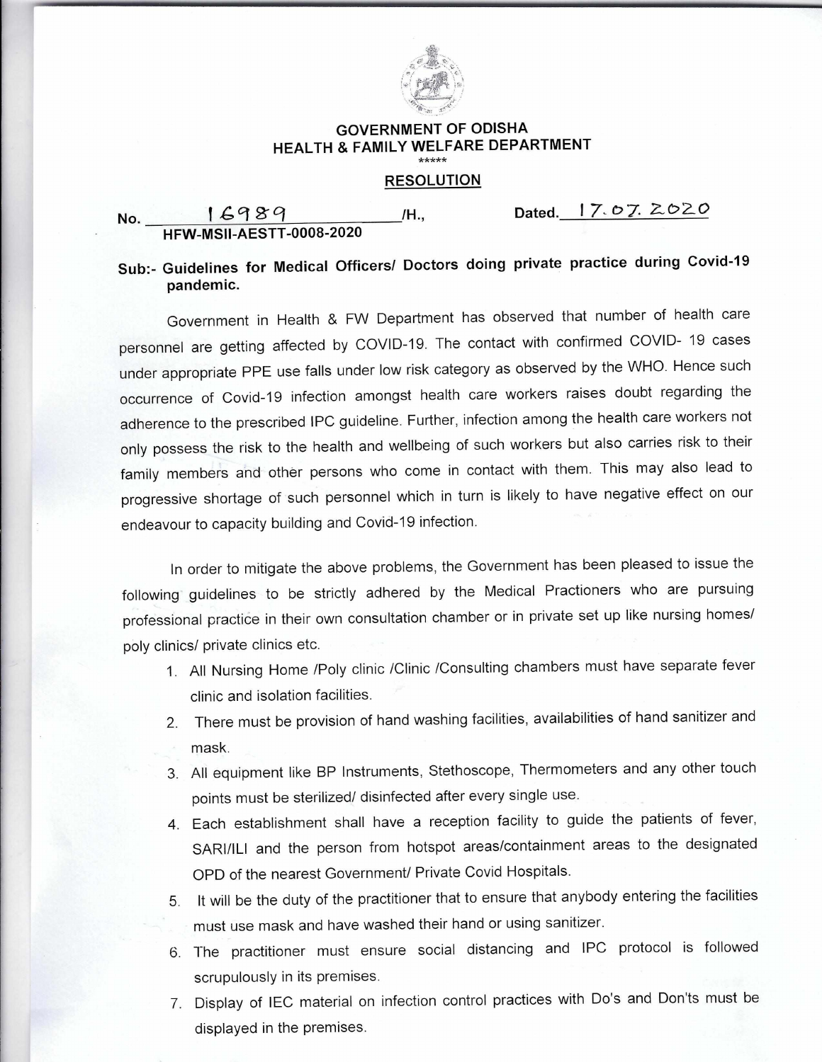# GOVERNMENT OF ODISHA
## HEALTH & FAMILY WELFARE DEPARTMENT

\*\*\*\*\*

**RESOLUTION**

**No.** 16989 **/H., HFW-MSII-AESTT-0008-2020** **Dated.** 17.07.2020

**Sub:- Guidelines for Medical Officers/ Doctors doing private practice during Covid-19 pandemic.**

Government in Health & FW Department has observed that number of health care personnel are getting affected by COVID-19. The contact with confirmed COVID- 19 cases under appropriate PPE use falls under low risk category as observed by the WHO. Hence such occurrence of Covid-19 infection amongst health care workers raises doubt regarding the adherence to the prescribed IPC guideline. Further, infection among the health care workers not only possess the risk to the health and wellbeing of such workers but also carries risk to their family members and other persons who come in contact with them. This may also lead to progressive shortage of such personnel which in turn is likely to have negative effect on our endeavour to capacity building and Covid-19 infection.

In order to mitigate the above problems, the Government has been pleased to issue the following guidelines to be strictly adhered by the Medical Practioners who are pursuing professional practice in their own consultation chamber or in private set up like nursing homes/ poly clinics/ private clinics etc.

1. All Nursing Home /Poly clinic /Clinic /Consulting chambers must have separate fever clinic and isolation facilities.
2. There must be provision of hand washing facilities, availabilities of hand sanitizer and mask.
3. All equipment like BP Instruments, Stethoscope, Thermometers and any other touch points must be sterilized/ disinfected after every single use.
4. Each establishment shall have a reception facility to guide the patients of fever, SARI/ILI and the person from hotspot areas/containment areas to the designated OPD of the nearest Government/ Private Covid Hospitals.
5. It will be the duty of the practitioner that to ensure that anybody entering the facilities must use mask and have washed their hand or using sanitizer.
6. The practitioner must ensure social distancing and IPC protocol is followed scrupulously in its premises.
7. Display of IEC material on infection control practices with Do's and Don'ts must be displayed in the premises.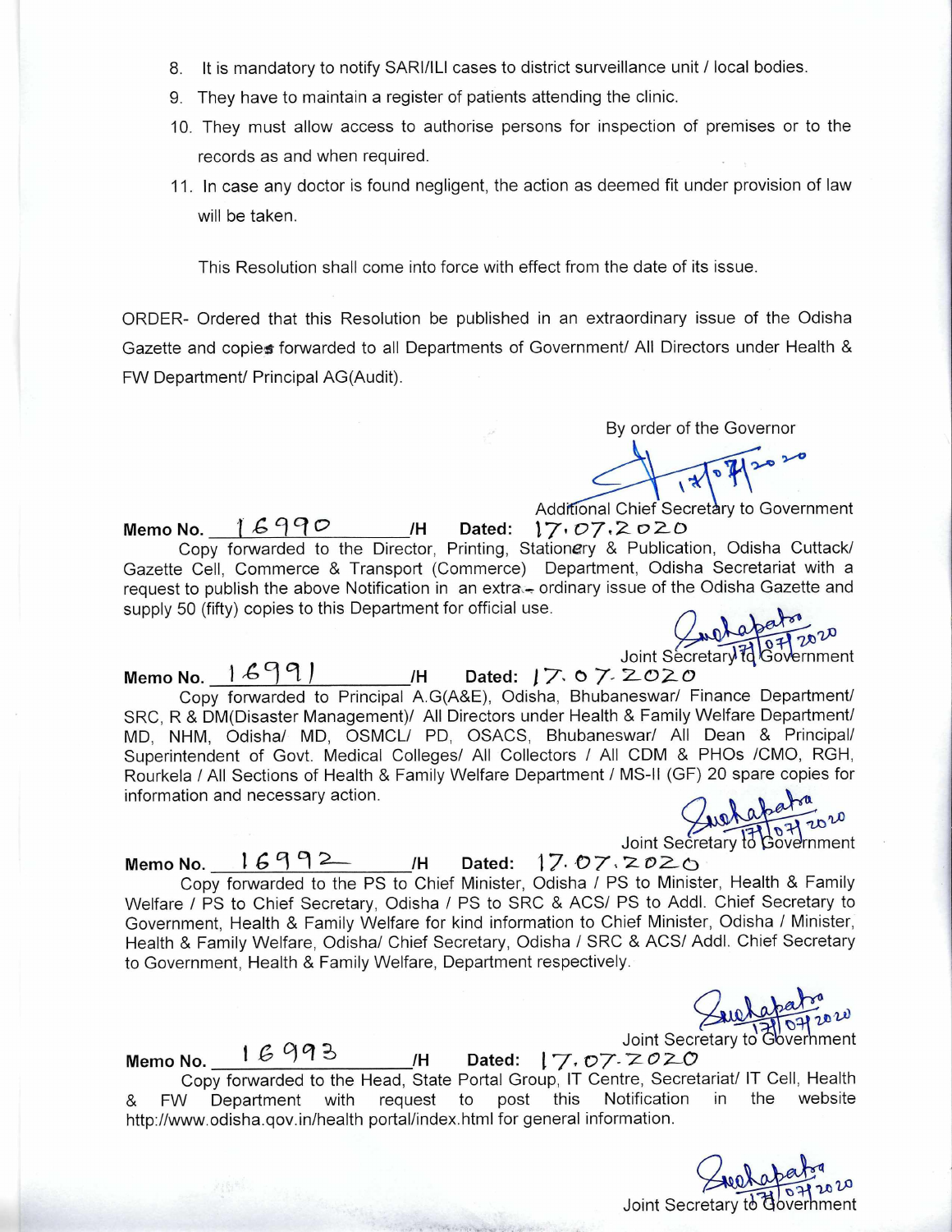8. It is mandatory to notify SARI/ILI cases to district surveillance unit / local bodies.
9. They have to maintain a register of patients attending the clinic.
10. They must allow access to authorise persons for inspection of premises or to the records as and when required.
11. In case any doctor is found negligent, the action as deemed fit under provision of law will be taken.

This Resolution shall come into force with effect from the date of its issue.

ORDER- Ordered that this Resolution be published in an extraordinary issue of the Odisha Gazette and copies forwarded to all Departments of Government/ All Directors under Health & FW Department/ Principal AG(Audit).

By order of the Governor

17/07/2020

Additional Chief Secretary to Government

**Memo No.** 16990 **/H Dated:** 17.07.2020

Copy forwarded to the Director, Printing, Stationery & Publication, Odisha Cuttack/ Gazette Cell, Commerce & Transport (Commerce) Department, Odisha Secretariat with a request to publish the above Notification in an extra- ordinary issue of the Odisha Gazette and supply 50 (fifty) copies to this Department for official use.

17/07/2020

Joint Secretary to Government

**Memo No.** 16991 **/H Dated:** 17.07.2020

Copy forwarded to Principal A.G(A&E), Odisha, Bhubaneswar/ Finance Department/ SRC, R & DM(Disaster Management)/ All Directors under Health & Family Welfare Department/ MD, NHM, Odisha/ MD, OSMCL/ PD, OSACS, Bhubaneswar/ All Dean & Principal/ Superintendent of Govt. Medical Colleges/ All Collectors / All CDM & PHOs /CMO, RGH, Rourkela / All Sections of Health & Family Welfare Department / MS-II (GF) 20 spare copies for information and necessary action.

17/07/2020

Joint Secretary to Government

**Memo No.** 16992 **/H Dated:** 17.07.2020

Copy forwarded to the PS to Chief Minister, Odisha / PS to Minister, Health & Family Welfare / PS to Chief Secretary, Odisha / PS to SRC & ACS/ PS to Addl. Chief Secretary to Government, Health & Family Welfare for kind information to Chief Minister, Odisha / Minister, Health & Family Welfare, Odisha/ Chief Secretary, Odisha / SRC & ACS/ Addl. Chief Secretary to Government, Health & Family Welfare, Department respectively.

17/07/2020

Joint Secretary to Government

**Memo No.** 16993 **/H Dated:** 17.07.2020

Copy forwarded to the Head, State Portal Group, IT Centre, Secretariat/ IT Cell, Health & FW Department with request to post this Notification in the website http://www.odisha.qov.in/health portal/index.html for general information.

17/07/2020

Joint Secretary to Government